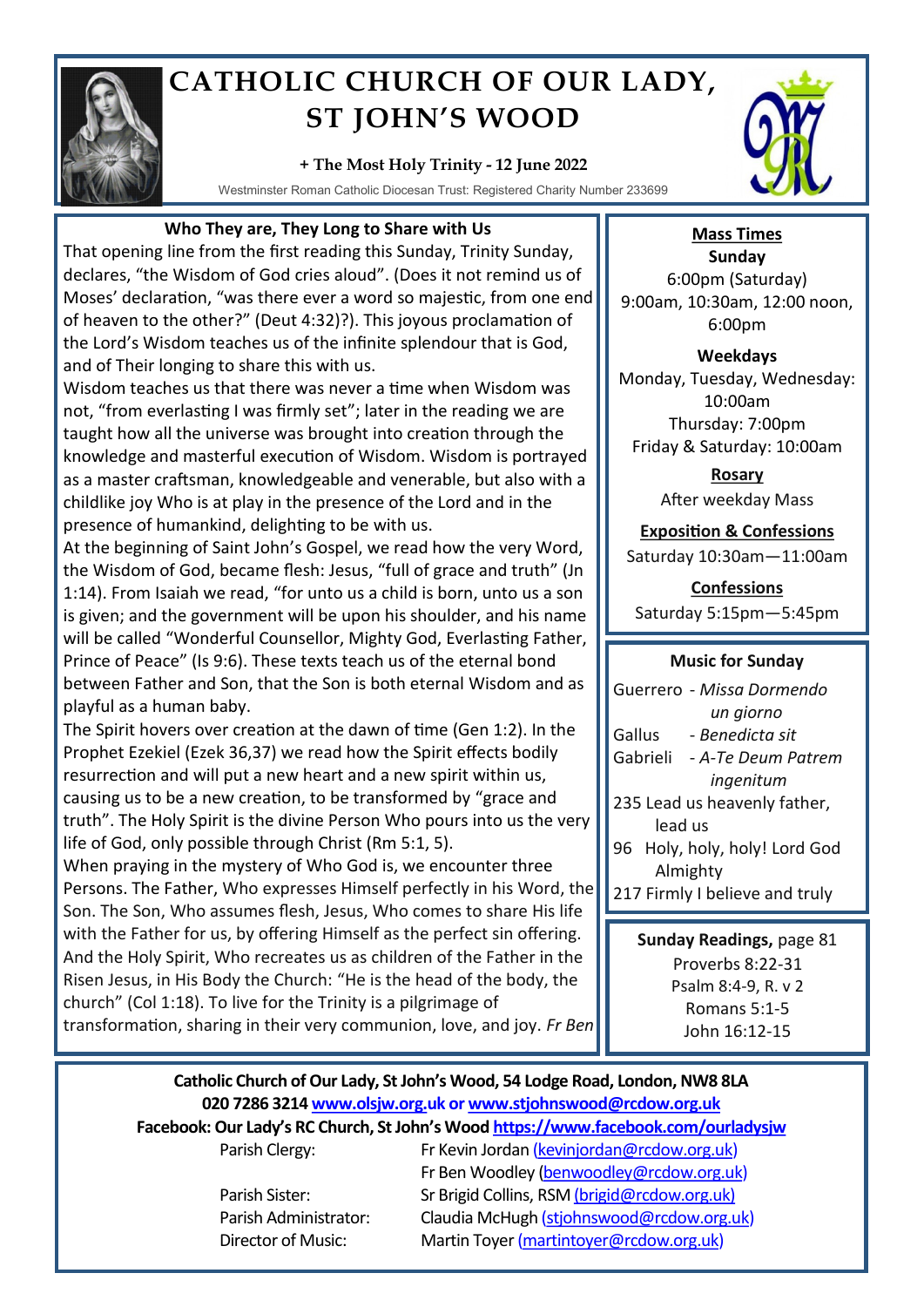# CATHOLIC CHURCH OF OUR LADY, ST JOHN'S WOOD

**+ The Most Holy Trinity - 12 June 2022**

Westminster Roman Catholic Diocesan Trust: Registered Charity Number 233699

## Who They are, They Long to Share with Us

That opening line from the first reading this Sunday, Trinity Sunday, declares, "the Wisdom of God cries aloud". (Does it not remind us of Moses' declaration, "was there ever a word so majestic, from one end of heaven to the other?" (Deut 4:32)?). This joyous proclamation of the Lord's Wisdom teaches us of the infinite splendour that is God, and of Their longing to share this with us.

Wisdom teaches us that there was never a time when Wisdom was not, "from everlasting I was firmly set"; later in the reading we are taught how all the universe was brought into creation through the knowledge and masterful execution of Wisdom. Wisdom is portrayed as a master craftsman, knowledgeable and venerable, but also with a childlike joy Who is at play in the presence of the Lord and in the presence of humankind, delighting to be with us.

At the beginning of Saint John's Gospel, we read how the very Word, the Wisdom of God, became flesh: Jesus, "full of grace and truth" (Jn 1:14). From Isaiah we read, "for unto us a child is born, unto us a son is given; and the government will be upon his shoulder, and his name will be called "Wonderful Counsellor, Mighty God, Everlasting Father, Prince of Peace" (Is 9:6). These texts teach us of the eternal bond between Father and Son, that the Son is both eternal Wisdom and as playful as a human baby.

The Spirit hovers over creation at the dawn of time (Gen 1:2). In the Prophet Ezekiel (Ezek 36,37) we read how the Spirit effects bodily resurrection and will put a new heart and a new spirit within us, causing us to be a new creation, to be transformed by "grace and truth". The Holy Spirit is the divine Person Who pours into us the very life of God, only possible through Christ (Rm 5:1, 5).

When praying in the mystery of Who God is, we encounter three Persons. The Father, Who expresses Himself perfectly in his Word, the Son. The Son, Who assumes flesh, Jesus, Who comes to share His life with the Father for us, by offering Himself as the perfect sin offering. And the Holy Spirit, Who recreates us as children of the Father in the Risen Jesus, in His Body the Church: "He is the head of the body, the church" (Col 1:18). To live for the Trinity is a pilgrimage of transformation, sharing in their very communion, love, and joy. *Fr Ben*

## Mass Times

**Sunday**

6:00pm (Saturday)
9:00am, 10:30am, 12:00 noon, 6:00pm

**Weekdays**

Monday, Tuesday, Wednesday: 10:00am
Thursday: 7:00pm
Friday & Saturday: 10:00am

**Rosary**

After weekday Mass

**Exposition & Confessions**

Saturday 10:30am—11:00am

**Confessions**

Saturday 5:15pm—5:45pm

## Music for Sunday

Guerrero - *Missa Dormendo un giorno*
Gallus - *Benedicta sit*
Gabrieli - *A-Te Deum Patrem ingenitum*
235 Lead us heavenly father, lead us
96 Holy, holy, holy! Lord God Almighty
217 Firmly I believe and truly

**Sunday Readings,** page 81

Proverbs 8:22-31
Psalm 8:4-9, R. v 2
Romans 5:1-5
John 16:12-15

---

**Catholic Church of Our Lady, St John's Wood, 54 Lodge Road, London, NW8 8LA**
**020 7286 3214 www.olsjw.org.uk or www.stjohnswood@rcdow.org.uk**
**Facebook: Our Lady's RC Church, St John's Wood https://www.facebook.com/ourladysjw**

Parish Clergy: Fr Kevin Jordan (kevinjordan@rcdow.org.uk)
Fr Ben Woodley (benwoodley@rcdow.org.uk)
Parish Sister: Sr Brigid Collins, RSM (brigid@rcdow.org.uk)
Parish Administrator: Claudia McHugh (stjohnswood@rcdow.org.uk)
Director of Music: Martin Toyer (martintoyer@rcdow.org.uk)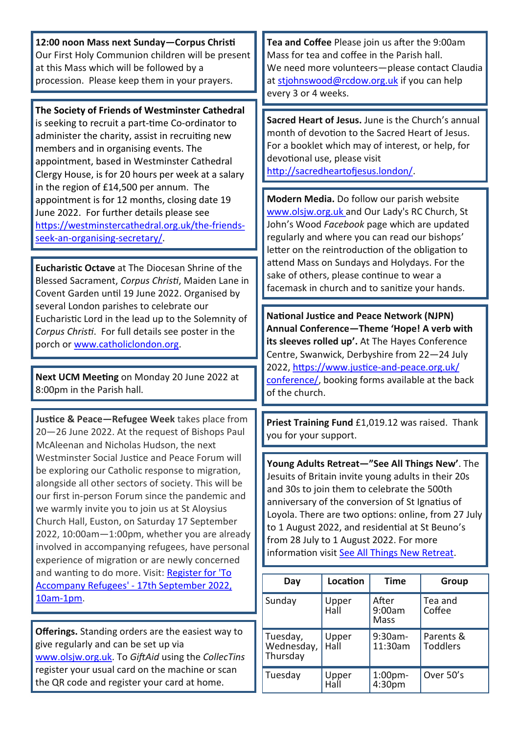**12:00 noon Mass next Sunday—Corpus Christi** Our First Holy Communion children will be present at this Mass which will be followed by a procession. Please keep them in your prayers.

**The Society of Friends of Westminster Cathedral** is seeking to recruit a part-time Co-ordinator to administer the charity, assist in recruiting new members and in organising events. The appointment, based in Westminster Cathedral Clergy House, is for 20 hours per week at a salary in the region of £14,500 per annum. The appointment is for 12 months, closing date 19 June 2022. For further details please see https://westminstercathedral.org.uk/the-friends-seek-an-organising-secretary/.

**Eucharistic Octave** at The Diocesan Shrine of the Blessed Sacrament, *Corpus Christi*, Maiden Lane in Covent Garden until 19 June 2022. Organised by several London parishes to celebrate our Eucharistic Lord in the lead up to the Solemnity of *Corpus Christi*. For full details see poster in the porch or www.catholiclondon.org.

**Next UCM Meeting** on Monday 20 June 2022 at 8:00pm in the Parish hall.

**Justice & Peace—Refugee Week** takes place from 20—26 June 2022. At the request of Bishops Paul McAleenan and Nicholas Hudson, the next Westminster Social Justice and Peace Forum will be exploring our Catholic response to migration, alongside all other sectors of society. This will be our first in-person Forum since the pandemic and we warmly invite you to join us at St Aloysius Church Hall, Euston, on Saturday 17 September 2022, 10:00am—1:00pm, whether you are already involved in accompanying refugees, have personal experience of migration or are newly concerned and wanting to do more. Visit: Register for 'To Accompany Refugees' - 17th September 2022, 10am-1pm.

**Offerings.** Standing orders are the easiest way to give regularly and can be set up via www.olsjw.org.uk. To *GiftAid* using the *CollecTins* register your usual card on the machine or scan the QR code and register your card at home.

**Tea and Coffee** Please join us after the 9:00am Mass for tea and coffee in the Parish hall. We need more volunteers—please contact Claudia at stjohnswood@rcdow.org.uk if you can help every 3 or 4 weeks.

**Sacred Heart of Jesus.** June is the Church's annual month of devotion to the Sacred Heart of Jesus. For a booklet which may of interest, or help, for devotional use, please visit http://sacredheartofjesus.london/.

**Modern Media.** Do follow our parish website www.olsjw.org.uk and Our Lady's RC Church, St John's Wood *Facebook* page which are updated regularly and where you can read our bishops' letter on the reintroduction of the obligation to attend Mass on Sundays and Holydays. For the sake of others, please continue to wear a facemask in church and to sanitize your hands.

**National Justice and Peace Network (NJPN) Annual Conference—Theme 'Hope! A verb with its sleeves rolled up'.** At The Hayes Conference Centre, Swanwick, Derbyshire from 22—24 July 2022, https://www.justice-and-peace.org.uk/conference/, booking forms available at the back of the church.

**Priest Training Fund** £1,019.12 was raised. Thank you for your support.

**Young Adults Retreat—"See All Things New'.** The Jesuits of Britain invite young adults in their 20s and 30s to join them to celebrate the 500th anniversary of the conversion of St Ignatius of Loyola. There are two options: online, from 27 July to 1 August 2022, and residential at St Beuno's from 28 July to 1 August 2022. For more information visit See All Things New Retreat.

| Day | Location | Time | Group |
|---|---|---|---|
| Sunday | Upper Hall | After 9:00am Mass | Tea and Coffee |
| Tuesday, Wednesday, Thursday | Upper Hall | 9:30am-11:30am | Parents & Toddlers |
| Tuesday | Upper Hall | 1:00pm-4:30pm | Over 50's |